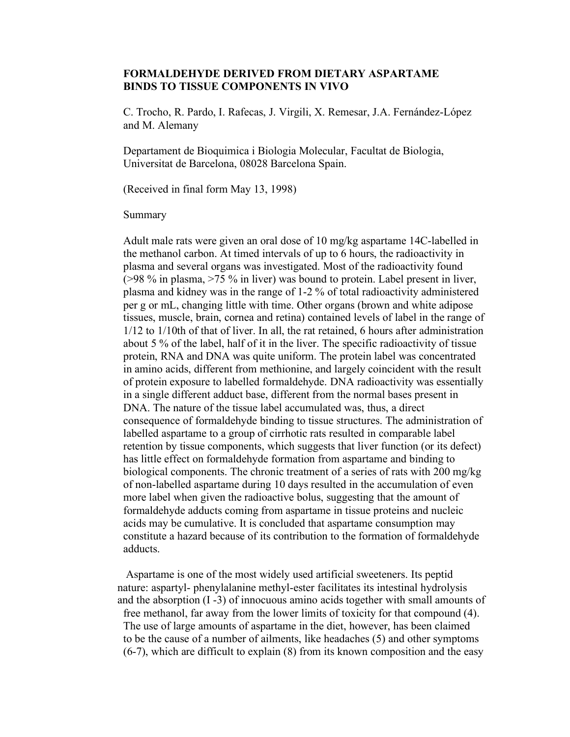# FORMALDEHYDE DERIVED FROM DIETARY ASPARTAME BINDS TO TISSUE COMPONENTS IN VIVO

C. Trocho, R. Pardo, I. Rafecas, J. Virgili, X. Remesar, J.A. Fernández-López and M. Alemany

Departament de Bioquimica i Biologia Molecular, Facultat de Biologia, Universitat de Barcelona, 08028 Barcelona Spain.

(Received in final form May 13, 1998)

## Summary

Adult male rats were given an oral dose of 10 mg/kg aspartame 14C-labelled in the methanol carbon. At timed intervals of up to 6 hours, the radioactivity in plasma and several organs was investigated. Most of the radioactivity found (>98 % in plasma, >75 % in liver) was bound to protein. Label present in liver, plasma and kidney was in the range of 1-2 % of total radioactivity administered per g or mL, changing little with time. Other organs (brown and white adipose tissues, muscle, brain, cornea and retina) contained levels of label in the range of 1/12 to 1/10th of that of liver. In all, the rat retained, 6 hours after administration about 5 % of the label, half of it in the liver. The specific radioactivity of tissue protein, RNA and DNA was quite uniform. The protein label was concentrated in amino acids, different from methionine, and largely coincident with the result of protein exposure to labelled formaldehyde. DNA radioactivity was essentially in a single different adduct base, different from the normal bases present in DNA. The nature of the tissue label accumulated was, thus, a direct consequence of formaldehyde binding to tissue structures. The administration of labelled aspartame to a group of cirrhotic rats resulted in comparable label retention by tissue components, which suggests that liver function (or its defect) has little effect on formaldehyde formation from aspartame and binding to biological components. The chronic treatment of a series of rats with 200 mg/kg of non-labelled aspartame during 10 days resulted in the accumulation of even more label when given the radioactive bolus, suggesting that the amount of formaldehyde adducts coming from aspartame in tissue proteins and nucleic acids may be cumulative. It is concluded that aspartame consumption may constitute a hazard because of its contribution to the formation of formaldehyde adducts.

Aspartame is one of the most widely used artificial sweeteners. Its peptid nature: aspartyl- phenylalanine methyl-ester facilitates its intestinal hydrolysis and the absorption (I -3) of innocuous amino acids together with small amounts of free methanol, far away from the lower limits of toxicity for that compound (4). The use of large amounts of aspartame in the diet, however, has been claimed to be the cause of a number of ailments, like headaches (5) and other symptoms (6-7), which are difficult to explain (8) from its known composition and the easy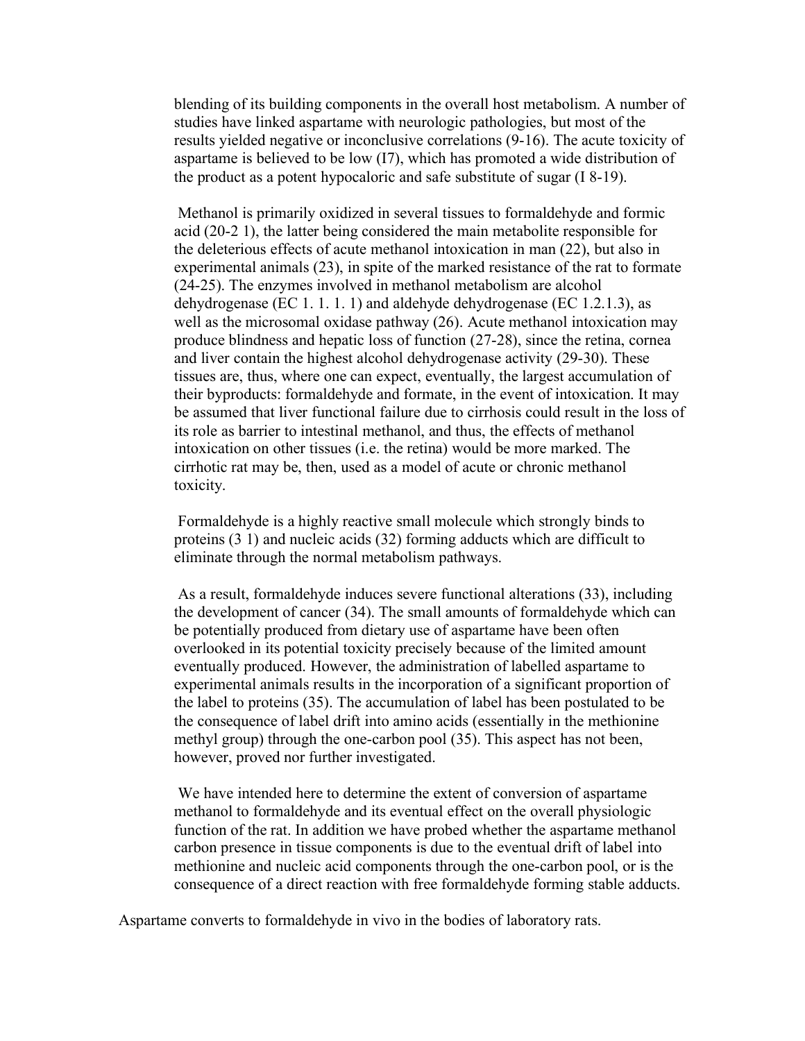blending of its building components in the overall host metabolism. A number of studies have linked aspartame with neurologic pathologies, but most of the results yielded negative or inconclusive correlations (9-16). The acute toxicity of aspartame is believed to be low (I7), which has promoted a wide distribution of the product as a potent hypocaloric and safe substitute of sugar (I 8-19).

Methanol is primarily oxidized in several tissues to formaldehyde and formic acid (20-2 1), the latter being considered the main metabolite responsible for the deleterious effects of acute methanol intoxication in man (22), but also in experimental animals (23), in spite of the marked resistance of the rat to formate (24-25). The enzymes involved in methanol metabolism are alcohol dehydrogenase (EC 1. 1. 1. 1) and aldehyde dehydrogenase (EC 1.2.1.3), as well as the microsomal oxidase pathway (26). Acute methanol intoxication may produce blindness and hepatic loss of function (27-28), since the retina, cornea and liver contain the highest alcohol dehydrogenase activity (29-30). These tissues are, thus, where one can expect, eventually, the largest accumulation of their byproducts: formaldehyde and formate, in the event of intoxication. It may be assumed that liver functional failure due to cirrhosis could result in the loss of its role as barrier to intestinal methanol, and thus, the effects of methanol intoxication on other tissues (i.e. the retina) would be more marked. The cirrhotic rat may be, then, used as a model of acute or chronic methanol toxicity.

Formaldehyde is a highly reactive small molecule which strongly binds to proteins (3 1) and nucleic acids (32) forming adducts which are difficult to eliminate through the normal metabolism pathways.

As a result, formaldehyde induces severe functional alterations (33), including the development of cancer (34). The small amounts of formaldehyde which can be potentially produced from dietary use of aspartame have been often overlooked in its potential toxicity precisely because of the limited amount eventually produced. However, the administration of labelled aspartame to experimental animals results in the incorporation of a significant proportion of the label to proteins (35). The accumulation of label has been postulated to be the consequence of label drift into amino acids (essentially in the methionine methyl group) through the one-carbon pool (35). This aspect has not been, however, proved nor further investigated.

We have intended here to determine the extent of conversion of aspartame methanol to formaldehyde and its eventual effect on the overall physiologic function of the rat. In addition we have probed whether the aspartame methanol carbon presence in tissue components is due to the eventual drift of label into methionine and nucleic acid components through the one-carbon pool, or is the consequence of a direct reaction with free formaldehyde forming stable adducts.

Aspartame converts to formaldehyde in vivo in the bodies of laboratory rats.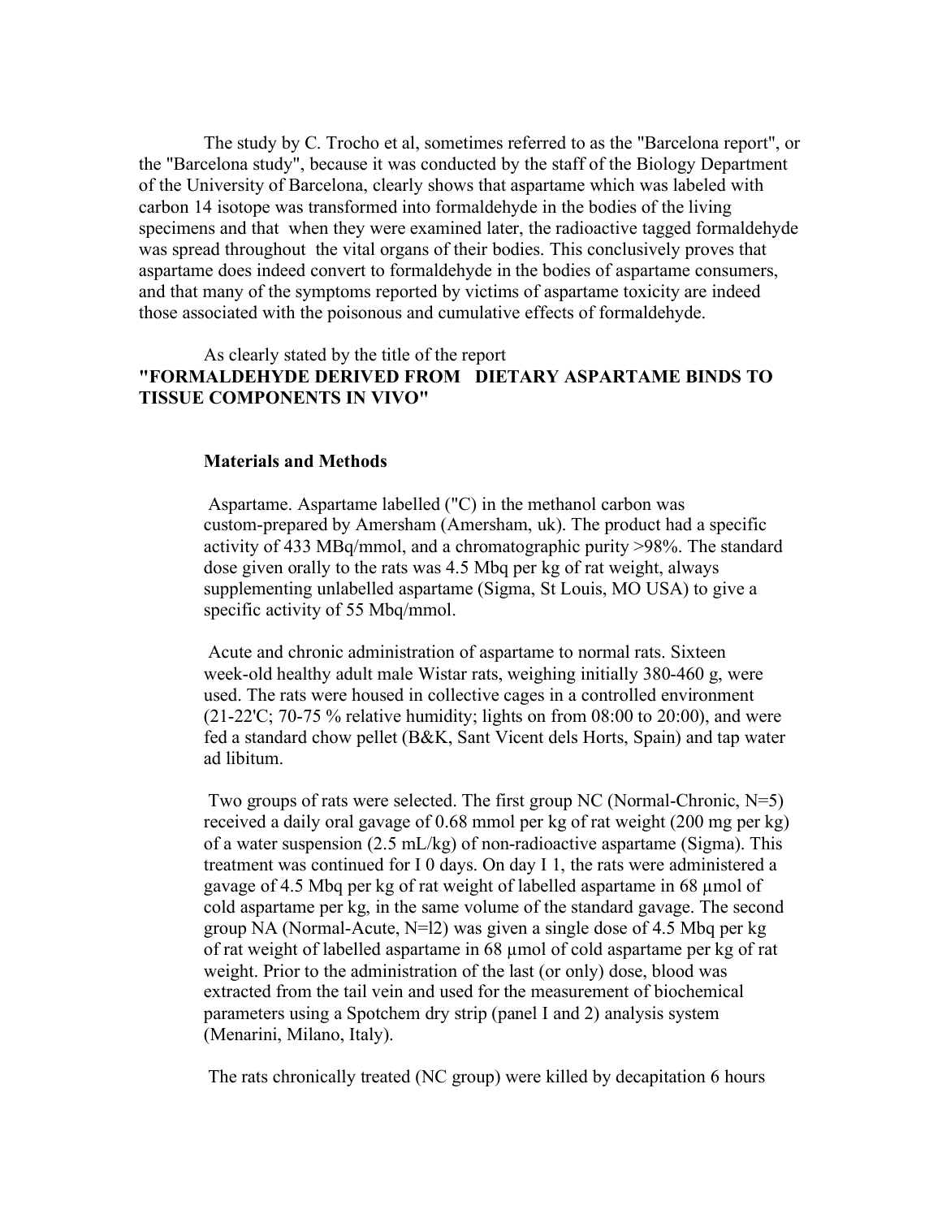The study by C. Trocho et al, sometimes referred to as the "Barcelona report", or the "Barcelona study", because it was conducted by the staff of the Biology Department of the University of Barcelona, clearly shows that aspartame which was labeled with carbon 14 isotope was transformed into formaldehyde in the bodies of the living specimens and that when they were examined later, the radioactive tagged formaldehyde was spread throughout the vital organs of their bodies. This conclusively proves that aspartame does indeed convert to formaldehyde in the bodies of aspartame consumers, and that many of the symptoms reported by victims of aspartame toxicity are indeed those associated with the poisonous and cumulative effects of formaldehyde.

As clearly stated by the title of the report
**"FORMALDEHYDE DERIVED FROM DIETARY ASPARTAME BINDS TO TISSUE COMPONENTS IN VIVO"**

**Materials and Methods**

Aspartame. Aspartame labelled ("C) in the methanol carbon was custom-prepared by Amersham (Amersham, uk). The product had a specific activity of 433 MBq/mmol, and a chromatographic purity >98%. The standard dose given orally to the rats was 4.5 Mbq per kg of rat weight, always supplementing unlabelled aspartame (Sigma, St Louis, MO USA) to give a specific activity of 55 Mbq/mmol.

Acute and chronic administration of aspartame to normal rats. Sixteen week-old healthy adult male Wistar rats, weighing initially 380-460 g, were used. The rats were housed in collective cages in a controlled environment (21-22'C; 70-75 % relative humidity; lights on from 08:00 to 20:00), and were fed a standard chow pellet (B&K, Sant Vicent dels Horts, Spain) and tap water ad libitum.

Two groups of rats were selected. The first group NC (Normal-Chronic, N=5) received a daily oral gavage of 0.68 mmol per kg of rat weight (200 mg per kg) of a water suspension (2.5 mL/kg) of non-radioactive aspartame (Sigma). This treatment was continued for I 0 days. On day I 1, the rats were administered a gavage of 4.5 Mbq per kg of rat weight of labelled aspartame in 68 µmol of cold aspartame per kg, in the same volume of the standard gavage. The second group NA (Normal-Acute, N=l2) was given a single dose of 4.5 Mbq per kg of rat weight of labelled aspartame in 68 µmol of cold aspartame per kg of rat weight. Prior to the administration of the last (or only) dose, blood was extracted from the tail vein and used for the measurement of biochemical parameters using a Spotchem dry strip (panel I and 2) analysis system (Menarini, Milano, Italy).

The rats chronically treated (NC group) were killed by decapitation 6 hours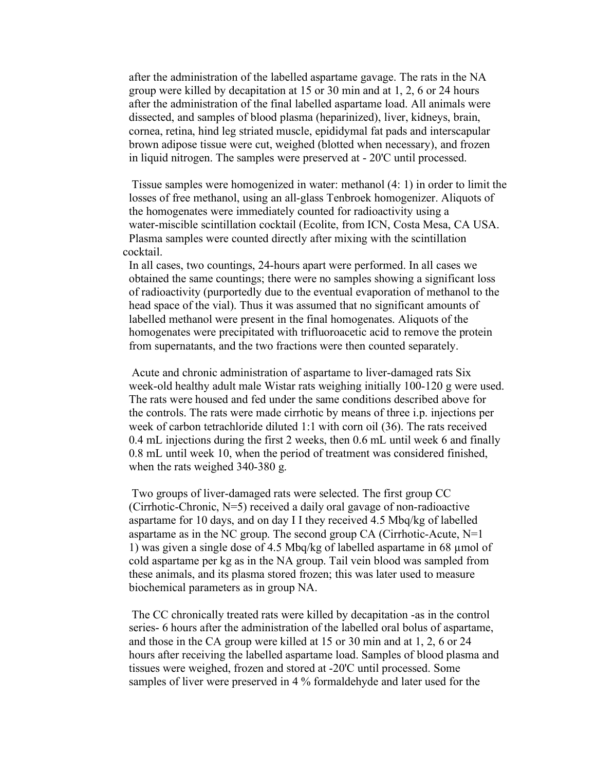after the administration of the labelled aspartame gavage. The rats in the NA group were killed by decapitation at 15 or 30 min and at 1, 2, 6 or 24 hours after the administration of the final labelled aspartame load. All animals were dissected, and samples of blood plasma (heparinized), liver, kidneys, brain, cornea, retina, hind leg striated muscle, epididymal fat pads and interscapular brown adipose tissue were cut, weighed (blotted when necessary), and frozen in liquid nitrogen. The samples were preserved at - 20'C until processed.

Tissue samples were homogenized in water: methanol (4: 1) in order to limit the losses of free methanol, using an all-glass Tenbroek homogenizer. Aliquots of the homogenates were immediately counted for radioactivity using a water-miscible scintillation cocktail (Ecolite, from ICN, Costa Mesa, CA USA. Plasma samples were counted directly after mixing with the scintillation cocktail.

In all cases, two countings, 24-hours apart were performed. In all cases we obtained the same countings; there were no samples showing a significant loss of radioactivity (purportedly due to the eventual evaporation of methanol to the head space of the vial). Thus it was assumed that no significant amounts of labelled methanol were present in the final homogenates. Aliquots of the homogenates were precipitated with trifluoroacetic acid to remove the protein from supernatants, and the two fractions were then counted separately.

Acute and chronic administration of aspartame to liver-damaged rats Six week-old healthy adult male Wistar rats weighing initially 100-120 g were used. The rats were housed and fed under the same conditions described above for the controls. The rats were made cirrhotic by means of three i.p. injections per week of carbon tetrachloride diluted 1:1 with corn oil (36). The rats received 0.4 mL injections during the first 2 weeks, then 0.6 mL until week 6 and finally 0.8 mL until week 10, when the period of treatment was considered finished, when the rats weighed 340-380 g.

Two groups of liver-damaged rats were selected. The first group CC (Cirrhotic-Chronic, N=5) received a daily oral gavage of non-radioactive aspartame for 10 days, and on day I I they received 4.5 Mbq/kg of labelled aspartame as in the NC group. The second group CA (Cirrhotic-Acute, N=1 1) was given a single dose of 4.5 Mbq/kg of labelled aspartame in 68 µmol of cold aspartame per kg as in the NA group. Tail vein blood was sampled from these animals, and its plasma stored frozen; this was later used to measure biochemical parameters as in group NA.

The CC chronically treated rats were killed by decapitation -as in the control series- 6 hours after the administration of the labelled oral bolus of aspartame, and those in the CA group were killed at 15 or 30 min and at 1, 2, 6 or 24 hours after receiving the labelled aspartame load. Samples of blood plasma and tissues were weighed, frozen and stored at -20'C until processed. Some samples of liver were preserved in 4 % formaldehyde and later used for the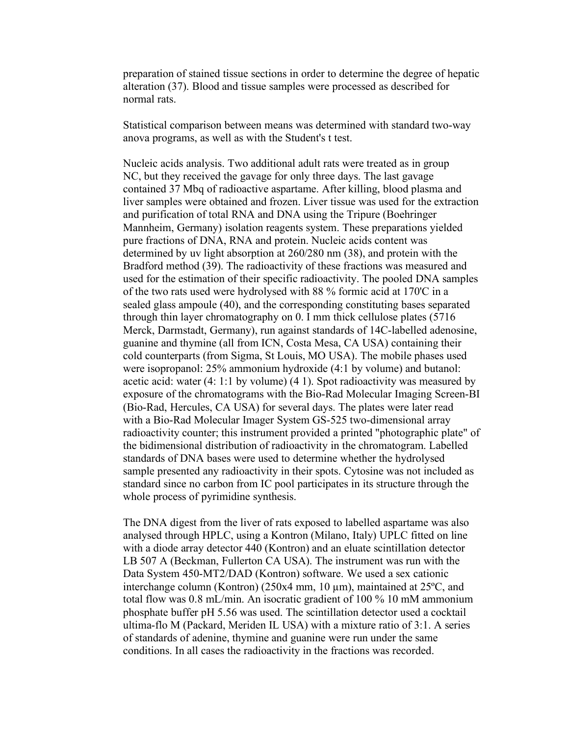preparation of stained tissue sections in order to determine the degree of hepatic alteration (37). Blood and tissue samples were processed as described for normal rats.

Statistical comparison between means was determined with standard two-way anova programs, as well as with the Student's t test.

Nucleic acids analysis. Two additional adult rats were treated as in group NC, but they received the gavage for only three days. The last gavage contained 37 Mbq of radioactive aspartame. After killing, blood plasma and liver samples were obtained and frozen. Liver tissue was used for the extraction and purification of total RNA and DNA using the Tripure (Boehringer Mannheim, Germany) isolation reagents system. These preparations yielded pure fractions of DNA, RNA and protein. Nucleic acids content was determined by uv light absorption at 260/280 nm (38), and protein with the Bradford method (39). The radioactivity of these fractions was measured and used for the estimation of their specific radioactivity. The pooled DNA samples of the two rats used were hydrolysed with 88 % formic acid at 170'C in a sealed glass ampoule (40), and the corresponding constituting bases separated through thin layer chromatography on 0. I mm thick cellulose plates (5716 Merck, Darmstadt, Germany), run against standards of 14C-labelled adenosine, guanine and thymine (all from ICN, Costa Mesa, CA USA) containing their cold counterparts (from Sigma, St Louis, MO USA). The mobile phases used were isopropanol: 25% ammonium hydroxide (4:1 by volume) and butanol: acetic acid: water (4: 1:1 by volume) (4 1). Spot radioactivity was measured by exposure of the chromatograms with the Bio-Rad Molecular Imaging Screen-BI (Bio-Rad, Hercules, CA USA) for several days. The plates were later read with a Bio-Rad Molecular Imager System GS-525 two-dimensional array radioactivity counter; this instrument provided a printed "photographic plate" of the bidimensional distribution of radioactivity in the chromatogram. Labelled standards of DNA bases were used to determine whether the hydrolysed sample presented any radioactivity in their spots. Cytosine was not included as standard since no carbon from IC pool participates in its structure through the whole process of pyrimidine synthesis.

The DNA digest from the liver of rats exposed to labelled aspartame was also analysed through HPLC, using a Kontron (Milano, Italy) UPLC fitted on line with a diode array detector 440 (Kontron) and an eluate scintillation detector LB 507 A (Beckman, Fullerton CA USA). The instrument was run with the Data System 450-MT2/DAD (Kontron) software. We used a sex cationic interchange column (Kontron) (250x4 mm, 10 μm), maintained at 25ºC, and total flow was 0.8 mL/min. An isocratic gradient of 100 % 10 mM ammonium phosphate buffer pH 5.56 was used. The scintillation detector used a cocktail ultima-flo M (Packard, Meriden IL USA) with a mixture ratio of 3:1. A series of standards of adenine, thymine and guanine were run under the same conditions. In all cases the radioactivity in the fractions was recorded.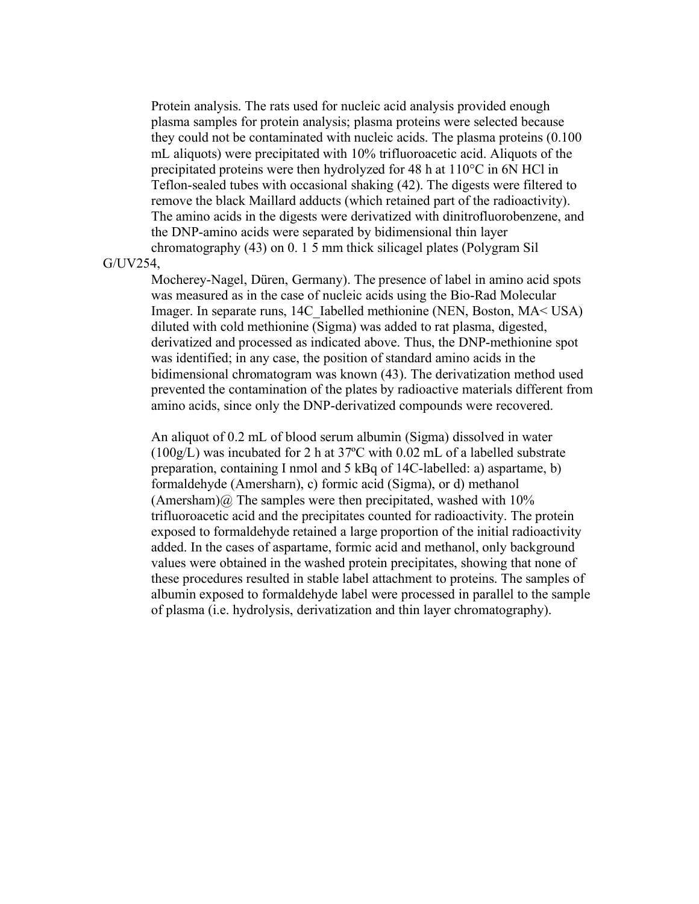Protein analysis. The rats used for nucleic acid analysis provided enough plasma samples for protein analysis; plasma proteins were selected because they could not be contaminated with nucleic acids. The plasma proteins (0.100 mL aliquots) were precipitated with 10% trifluoroacetic acid. Aliquots of the precipitated proteins were then hydrolyzed for 48 h at 110°C in 6N HCl in Teflon-sealed tubes with occasional shaking (42). The digests were filtered to remove the black Maillard adducts (which retained part of the radioactivity). The amino acids in the digests were derivatized with dinitrofluorobenzene, and the DNP-amino acids were separated by bidimensional thin layer chromatography (43) on 0. 1 5 mm thick silicagel plates (Polygram Sil G/UV254, Mocherey-Nagel, Düren, Germany). The presence of label in amino acid spots was measured as in the case of nucleic acids using the Bio-Rad Molecular Imager. In separate runs, 14C_Iabelled methionine (NEN, Boston, MA< USA) diluted with cold methionine (Sigma) was added to rat plasma, digested, derivatized and processed as indicated above. Thus, the DNP-methionine spot was identified; in any case, the position of standard amino acids in the bidimensional chromatogram was known (43). The derivatization method used prevented the contamination of the plates by radioactive materials different from amino acids, since only the DNP-derivatized compounds were recovered.

An aliquot of 0.2 mL of blood serum albumin (Sigma) dissolved in water (100g/L) was incubated for 2 h at 37ºC with 0.02 mL of a labelled substrate preparation, containing I nmol and 5 kBq of 14C-labelled: a) aspartame, b) formaldehyde (Amersharn), c) formic acid (Sigma), or d) methanol (Amersham)@ The samples were then precipitated, washed with 10% trifluoroacetic acid and the precipitates counted for radioactivity. The protein exposed to formaldehyde retained a large proportion of the initial radioactivity added. In the cases of aspartame, formic acid and methanol, only background values were obtained in the washed protein precipitates, showing that none of these procedures resulted in stable label attachment to proteins. The samples of albumin exposed to formaldehyde label were processed in parallel to the sample of plasma (i.e. hydrolysis, derivatization and thin layer chromatography).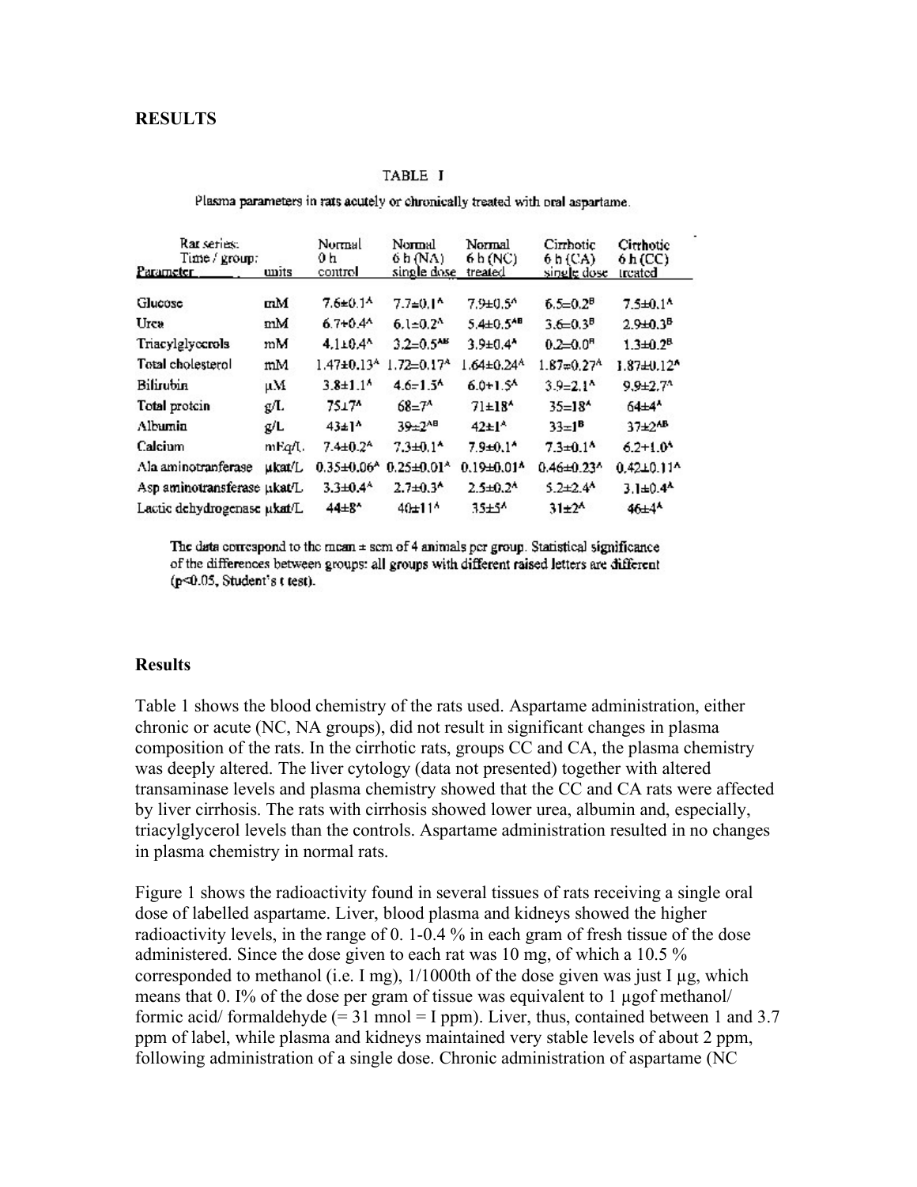# RESULTS

TABLE I

Plasma parameters in rats acutely or chronically treated with oral aspartame.

| Rat series: Time / group: Parameter | units | Normal 0 h control | Normal 6 h (NA) single dose | Normal 6 h (NC) treated | Cirrhotic 6 h (CA) single dose | Cirrhotic 6 h (CC) treated |
|---|---|---|---|---|---|---|
| Glucose | mM | 7.6±0.1[A] | 7.7±0.1[A] | 7.9±0.5[A] | 6.5±0.2[B] | 7.5±0.1[A] |
| Urea | mM | 6.7+0.4[A] | 6.1±0.2[A] | 5.4±0.5[AB] | 3.6±0.3[B] | 2.9±0.3[B] |
| Triacylglycerols | mM | 4.1±0.4[A] | 3.2±0.5[AB] | 3.9±0.4[A] | 0.2±0.0[B] | 1.3±0.2[B] |
| Total cholesterol | mM | 1.47±0.13[A] | 1.72±0.17[A] | 1.64±0.24[A] | 1.87±0.27[A] | 1.87±0.12[A] |
| Bilirubin | µM | 3.8±1.1[A] | 4.6±1.5[A] | 6.0+1.5[A] | 3.9±2.1[A] | 9.9±2.7[A] |
| Total protein | g/L | 75±7[A] | 68±7[A] | 71±18[A] | 35±18[A] | 64±4[A] |
| Albumin | g/L | 43±1[A] | 39±2[AB] | 42±1[A] | 33±1[B] | 37±2[AB] |
| Calcium | mEq/L | 7.4±0.2[A] | 7.3±0.1[A] | 7.9±0.1[A] | 7.3±0.1[A] | 6.2+1.0[A] |
| Ala aminotranferase | µkat/L | 0.35±0.06[A] | 0.25±0.01[A] | 0.19±0.01[A] | 0.46±0.23[A] | 0.42±0.11[A] |
| Asp aminotransferase | µkat/L | 3.3±0.4[A] | 2.7±0.3[A] | 2.5±0.2[A] | 5.2±2.4[A] | 3.1±0.4[A] |
| Lactic dehydrogenase | µkat/L | 44±8[A] | 40±11[A] | 35±5[A] | 31±2[A] | 46±4[A] |

The data correspond to the mean ± sem of 4 animals per group. Statistical significance of the differences between groups: all groups with different raised letters are different ($p<0.05$, Student's t test).

## Results

Table 1 shows the blood chemistry of the rats used. Aspartame administration, either chronic or acute (NC, NA groups), did not result in significant changes in plasma composition of the rats. In the cirrhotic rats, groups CC and CA, the plasma chemistry was deeply altered. The liver cytology (data not presented) together with altered transaminase levels and plasma chemistry showed that the CC and CA rats were affected by liver cirrhosis. The rats with cirrhosis showed lower urea, albumin and, especially, triacylglycerol levels than the controls. Aspartame administration resulted in no changes in plasma chemistry in normal rats.

Figure 1 shows the radioactivity found in several tissues of rats receiving a single oral dose of labelled aspartame. Liver, blood plasma and kidneys showed the higher radioactivity levels, in the range of 0. 1-0.4 % in each gram of fresh tissue of the dose administered. Since the dose given to each rat was 10 mg, of which a 10.5 % corresponded to methanol (i.e. I mg), 1/1000th of the dose given was just I µg, which means that 0. I% of the dose per gram of tissue was equivalent to 1 µgof methanol/ formic acid/ formaldehyde (= 31 mnol = I ppm). Liver, thus, contained between 1 and 3.7 ppm of label, while plasma and kidneys maintained very stable levels of about 2 ppm, following administration of a single dose. Chronic administration of aspartame (NC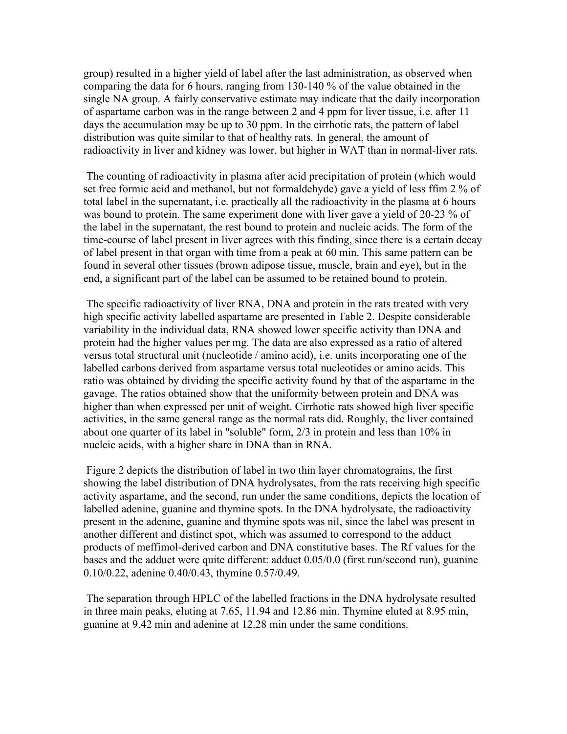group) resulted in a higher yield of label after the last administration, as observed when comparing the data for 6 hours, ranging from 130-140 % of the value obtained in the single NA group. A fairly conservative estimate may indicate that the daily incorporation of aspartame carbon was in the range between 2 and 4 ppm for liver tissue, i.e. after 11 days the accumulation may be up to 30 ppm. In the cirrhotic rats, the pattern of label distribution was quite similar to that of healthy rats. In general, the amount of radioactivity in liver and kidney was lower, but higher in WAT than in normal-liver rats.

The counting of radioactivity in plasma after acid precipitation of protein (which would set free formic acid and methanol, but not formaldehyde) gave a yield of less ffim 2 % of total label in the supernatant, i.e. practically all the radioactivity in the plasma at 6 hours was bound to protein. The same experiment done with liver gave a yield of 20-23 % of the label in the supernatant, the rest bound to protein and nucleic acids. The form of the time-course of label present in liver agrees with this finding, since there is a certain decay of label present in that organ with time from a peak at 60 min. This same pattern can be found in several other tissues (brown adipose tissue, muscle, brain and eye), but in the end, a significant part of the label can be assumed to be retained bound to protein.

The specific radioactivity of liver RNA, DNA and protein in the rats treated with very high specific activity labelled aspartame are presented in Table 2. Despite considerable variability in the individual data, RNA showed lower specific activity than DNA and protein had the higher values per mg. The data are also expressed as a ratio of altered versus total structural unit (nucleotide / amino acid), i.e. units incorporating one of the labelled carbons derived from aspartame versus total nucleotides or amino acids. This ratio was obtained by dividing the specific activity found by that of the aspartame in the gavage. The ratios obtained show that the uniformity between protein and DNA was higher than when expressed per unit of weight. Cirrhotic rats showed high liver specific activities, in the same general range as the normal rats did. Roughly, the liver contained about one quarter of its label in "soluble" form, 2/3 in protein and less than 10% in nucleic acids, with a higher share in DNA than in RNA.

Figure 2 depicts the distribution of label in two thin layer chromatograins, the first showing the label distribution of DNA hydrolysates, from the rats receiving high specific activity aspartame, and the second, run under the same conditions, depicts the location of labelled adenine, guanine and thymine spots. In the DNA hydrolysate, the radioactivity present in the adenine, guanine and thymine spots was nil, since the label was present in another different and distinct spot, which was assumed to correspond to the adduct products of meffimol-derived carbon and DNA constitutive bases. The Rf values for the bases and the adduct were quite different: adduct 0.05/0.0 (first run/second run), guanine 0.10/0.22, adenine 0.40/0.43, thymine 0.57/0.49.

The separation through HPLC of the labelled fractions in the DNA hydrolysate resulted in three main peaks, eluting at 7.65, 11.94 and 12.86 min. Thymine eluted at 8.95 min, guanine at 9.42 min and adenine at 12.28 min under the same conditions.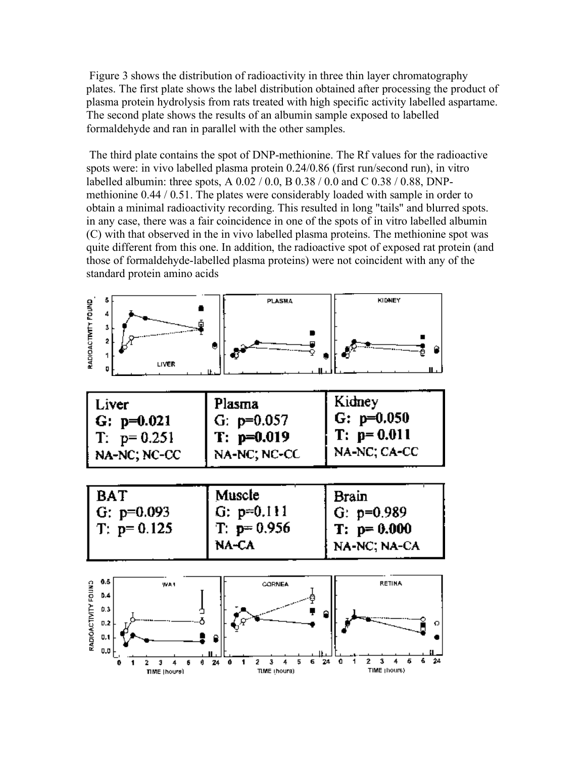Figure 3 shows the distribution of radioactivity in three thin layer chromatography plates. The first plate shows the label distribution obtained after processing the product of plasma protein hydrolysis from rats treated with high specific activity labelled aspartame. The second plate shows the results of an albumin sample exposed to labelled formaldehyde and ran in parallel with the other samples.

The third plate contains the spot of DNP-methionine. The Rf values for the radioactive spots were: in vivo labelled plasma protein 0.24/0.86 (first run/second run), in vitro labelled albumin: three spots, A 0.02 / 0.0, B 0.38 / 0.0 and C 0.38 / 0.88, DNP-methionine 0.44 / 0.51. The plates were considerably loaded with sample in order to obtain a minimal radioactivity recording. This resulted in long "tails" and blurred spots. in any case, there was a fair coincidence in one of the spots of in vitro labelled albumin (C) with that observed in the in vivo labelled plasma proteins. The methionine spot was quite different from this one. In addition, the radioactive spot of exposed rat protein (and those of formaldehyde-labelled plasma proteins) were not coincident with any of the standard protein amino acids

| Liver | Plasma | Kidney |
|---|---|---|
| **G: p=0.021** | G: p=0.057 | **G: p=0.050** |
| T: p= 0.251 | **T: p=0.019** | **T: p= 0.011** |
| NA-NC; NC-CC | NA-NC; NC-CC | NA-NC; CA-CC |

| BAT | Muscle | Brain |
|---|---|---|
| G: p=0.093 | G: p=0.111 | G: p=0.989 |
| T: p= 0.125 | T: p= 0.956 | **T: p= 0.000** |
| | NA-CA | NA-NC; NA-CA |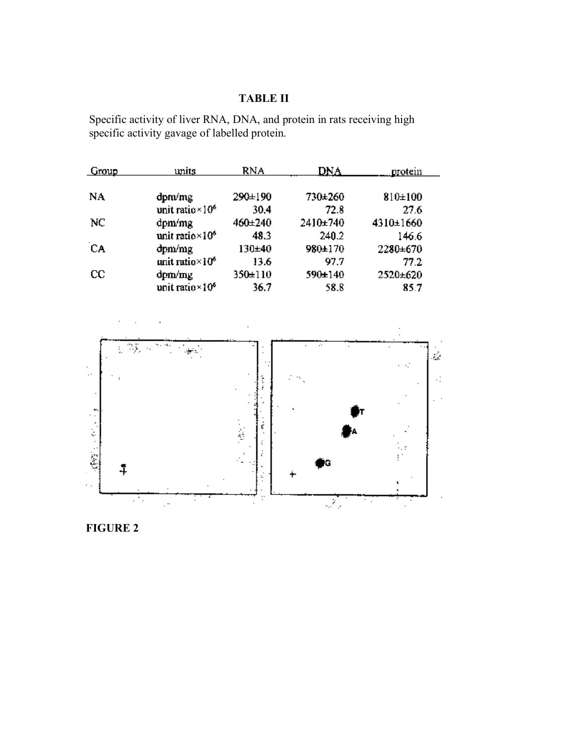## TABLE II

Specific activity of liver RNA, DNA, and protein in rats receiving high specific activity gavage of labelled protein.

| Group | units | RNA | DNA | protein |
|---|---|---|---|---|
| NA | dpm/mg | 290±190 | 730±260 | 810±100 |
| | unit ratio×$10^6$ | 30.4 | 72.8 | 27.6 |
| NC | dpm/mg | 460±240 | 2410±740 | 4310±1660 |
| | unit ratio×$10^6$ | 48.3 | 240.2 | 146.6 |
| CA | dpm/mg | 130±40 | 980±170 | 2280±670 |
| | unit ratio×$10^6$ | 13.6 | 97.7 | 77.2 |
| CC | dpm/mg | 350±110 | 590±140 | 2520±620 |
| | unit ratio×$10^6$ | 36.7 | 58.8 | 85.7 |

**FIGURE 2**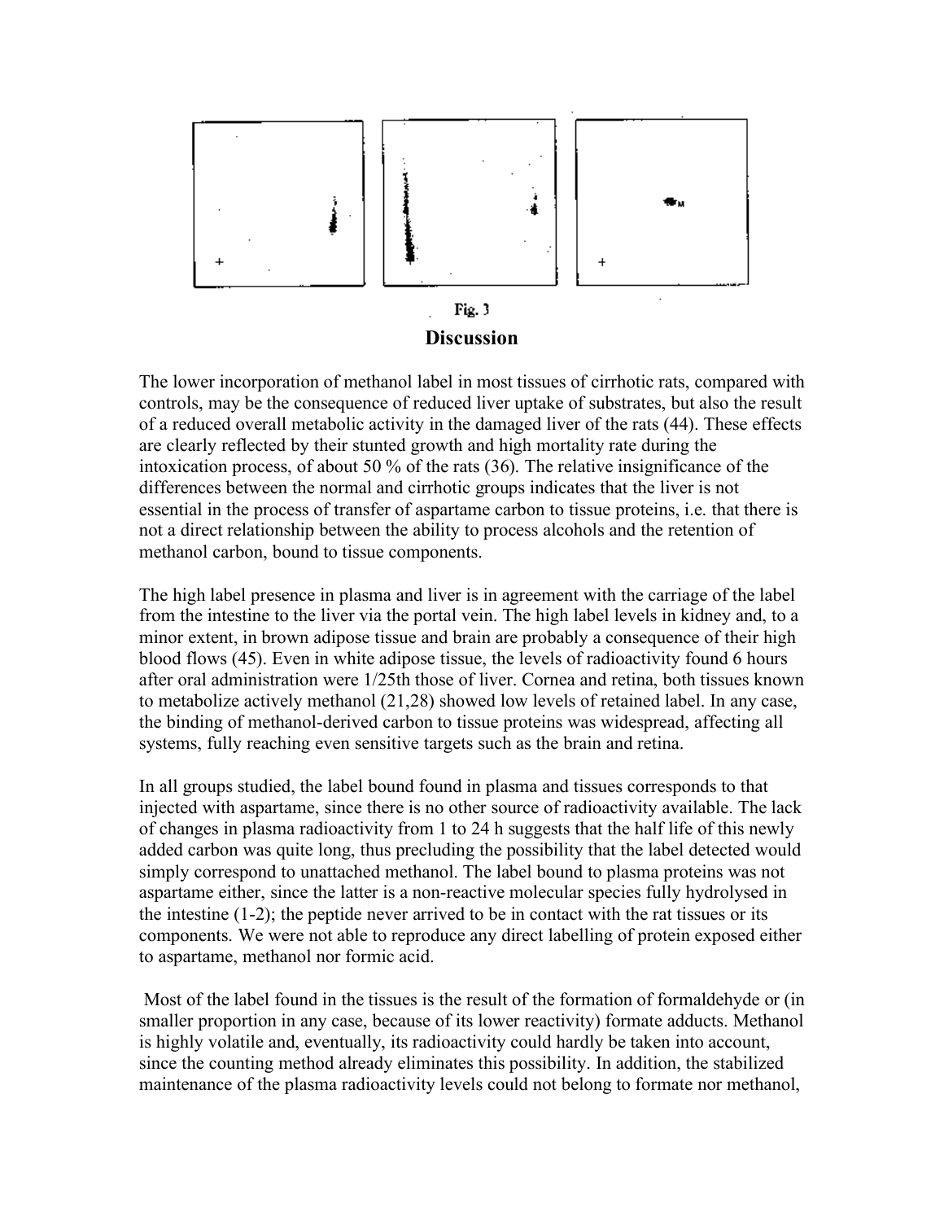Fig. 3

## Discussion

The lower incorporation of methanol label in most tissues of cirrhotic rats, compared with controls, may be the consequence of reduced liver uptake of substrates, but also the result of a reduced overall metabolic activity in the damaged liver of the rats (44). These effects are clearly reflected by their stunted growth and high mortality rate during the intoxication process, of about 50 % of the rats (36). The relative insignificance of the differences between the normal and cirrhotic groups indicates that the liver is not essential in the process of transfer of aspartame carbon to tissue proteins, i.e. that there is not a direct relationship between the ability to process alcohols and the retention of methanol carbon, bound to tissue components.

The high label presence in plasma and liver is in agreement with the carriage of the label from the intestine to the liver via the portal vein. The high label levels in kidney and, to a minor extent, in brown adipose tissue and brain are probably a consequence of their high blood flows (45). Even in white adipose tissue, the levels of radioactivity found 6 hours after oral administration were 1/25th those of liver. Cornea and retina, both tissues known to metabolize actively methanol (21,28) showed low levels of retained label. In any case, the binding of methanol-derived carbon to tissue proteins was widespread, affecting all systems, fully reaching even sensitive targets such as the brain and retina.

In all groups studied, the label bound found in plasma and tissues corresponds to that injected with aspartame, since there is no other source of radioactivity available. The lack of changes in plasma radioactivity from 1 to 24 h suggests that the half life of this newly added carbon was quite long, thus precluding the possibility that the label detected would simply correspond to unattached methanol. The label bound to plasma proteins was not aspartame either, since the latter is a non-reactive molecular species fully hydrolysed in the intestine (1-2); the peptide never arrived to be in contact with the rat tissues or its components. We were not able to reproduce any direct labelling of protein exposed either to aspartame, methanol nor formic acid.

Most of the label found in the tissues is the result of the formation of formaldehyde or (in smaller proportion in any case, because of its lower reactivity) formate adducts. Methanol is highly volatile and, eventually, its radioactivity could hardly be taken into account, since the counting method already eliminates this possibility. In addition, the stabilized maintenance of the plasma radioactivity levels could not belong to formate nor methanol,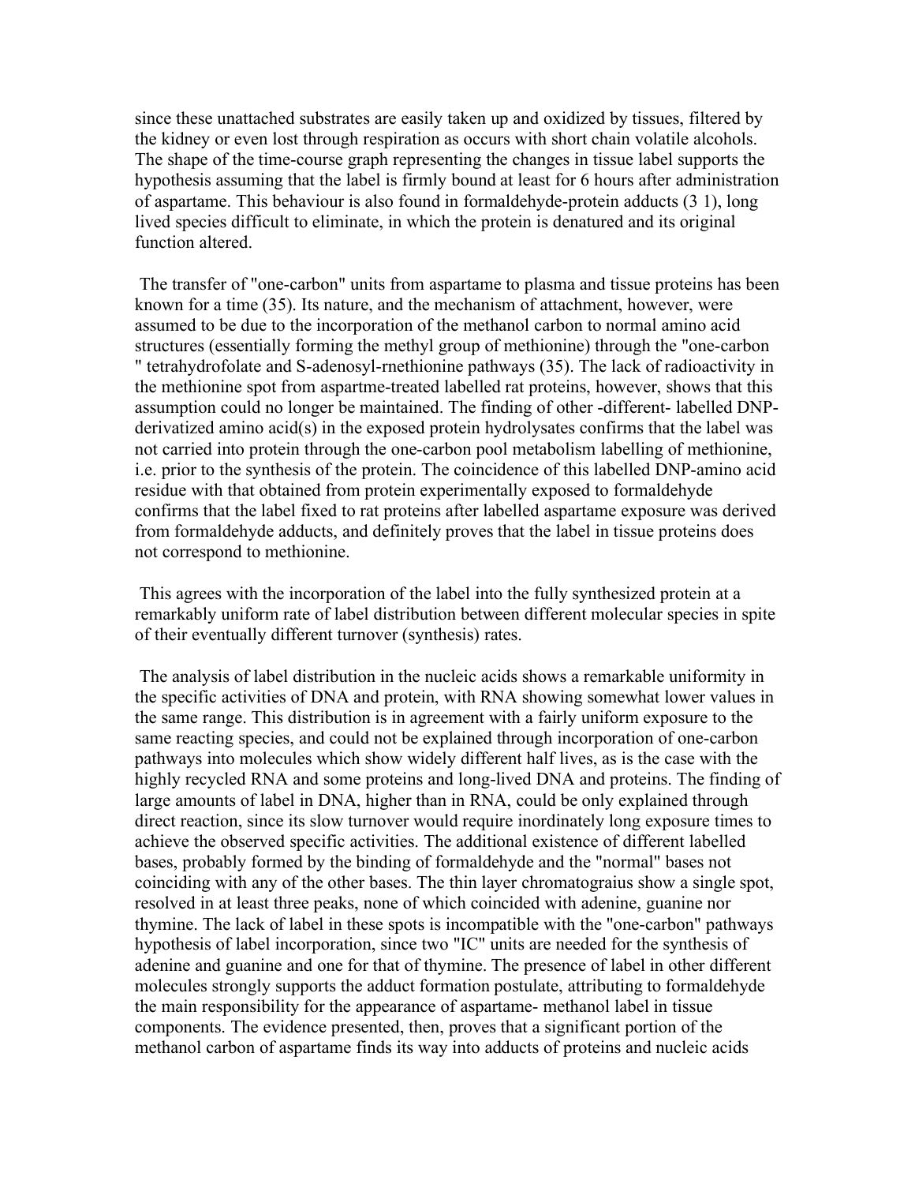since these unattached substrates are easily taken up and oxidized by tissues, filtered by the kidney or even lost through respiration as occurs with short chain volatile alcohols. The shape of the time-course graph representing the changes in tissue label supports the hypothesis assuming that the label is firmly bound at least for 6 hours after administration of aspartame. This behaviour is also found in formaldehyde-protein adducts (3 1), long lived species difficult to eliminate, in which the protein is denatured and its original function altered.

The transfer of "one-carbon" units from aspartame to plasma and tissue proteins has been known for a time (35). Its nature, and the mechanism of attachment, however, were assumed to be due to the incorporation of the methanol carbon to normal amino acid structures (essentially forming the methyl group of methionine) through the "one-carbon " tetrahydrofolate and S-adenosyl-rnethionine pathways (35). The lack of radioactivity in the methionine spot from aspartme-treated labelled rat proteins, however, shows that this assumption could no longer be maintained. The finding of other -different- labelled DNP-derivatized amino acid(s) in the exposed protein hydrolysates confirms that the label was not carried into protein through the one-carbon pool metabolism labelling of methionine, i.e. prior to the synthesis of the protein. The coincidence of this labelled DNP-amino acid residue with that obtained from protein experimentally exposed to formaldehyde confirms that the label fixed to rat proteins after labelled aspartame exposure was derived from formaldehyde adducts, and definitely proves that the label in tissue proteins does not correspond to methionine.

This agrees with the incorporation of the label into the fully synthesized protein at a remarkably uniform rate of label distribution between different molecular species in spite of their eventually different turnover (synthesis) rates.

The analysis of label distribution in the nucleic acids shows a remarkable uniformity in the specific activities of DNA and protein, with RNA showing somewhat lower values in the same range. This distribution is in agreement with a fairly uniform exposure to the same reacting species, and could not be explained through incorporation of one-carbon pathways into molecules which show widely different half lives, as is the case with the highly recycled RNA and some proteins and long-lived DNA and proteins. The finding of large amounts of label in DNA, higher than in RNA, could be only explained through direct reaction, since its slow turnover would require inordinately long exposure times to achieve the observed specific activities. The additional existence of different labelled bases, probably formed by the binding of formaldehyde and the "normal" bases not coinciding with any of the other bases. The thin layer chromatograius show a single spot, resolved in at least three peaks, none of which coincided with adenine, guanine nor thymine. The lack of label in these spots is incompatible with the "one-carbon" pathways hypothesis of label incorporation, since two "IC" units are needed for the synthesis of adenine and guanine and one for that of thymine. The presence of label in other different molecules strongly supports the adduct formation postulate, attributing to formaldehyde the main responsibility for the appearance of aspartame- methanol label in tissue components. The evidence presented, then, proves that a significant portion of the methanol carbon of aspartame finds its way into adducts of proteins and nucleic acids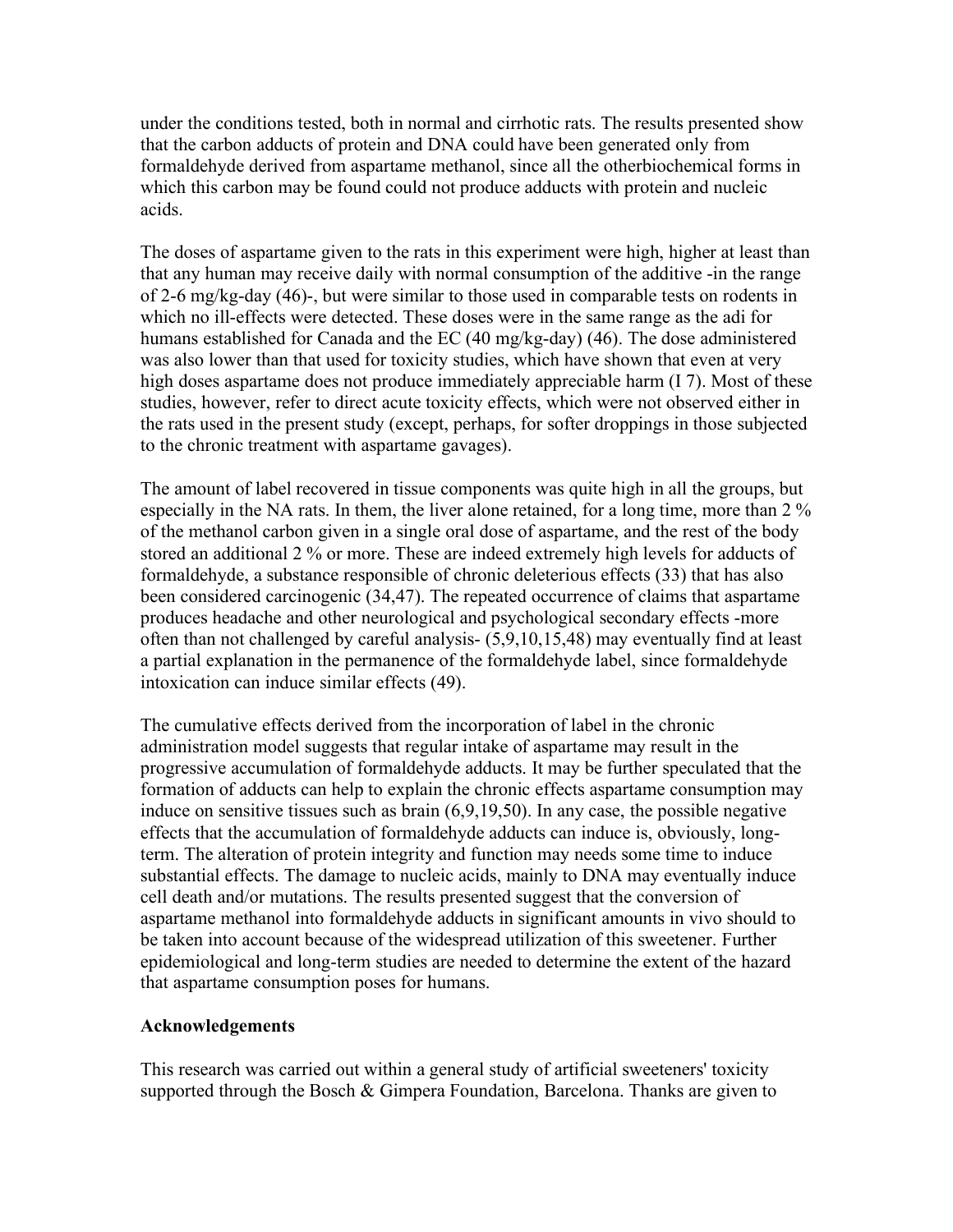under the conditions tested, both in normal and cirrhotic rats. The results presented show that the carbon adducts of protein and DNA could have been generated only from formaldehyde derived from aspartame methanol, since all the otherbiochemical forms in which this carbon may be found could not produce adducts with protein and nucleic acids.

The doses of aspartame given to the rats in this experiment were high, higher at least than that any human may receive daily with normal consumption of the additive -in the range of 2-6 mg/kg-day (46)-, but were similar to those used in comparable tests on rodents in which no ill-effects were detected. These doses were in the same range as the adi for humans established for Canada and the EC (40 mg/kg-day) (46). The dose administered was also lower than that used for toxicity studies, which have shown that even at very high doses aspartame does not produce immediately appreciable harm (I 7). Most of these studies, however, refer to direct acute toxicity effects, which were not observed either in the rats used in the present study (except, perhaps, for softer droppings in those subjected to the chronic treatment with aspartame gavages).

The amount of label recovered in tissue components was quite high in all the groups, but especially in the NA rats. In them, the liver alone retained, for a long time, more than 2 % of the methanol carbon given in a single oral dose of aspartame, and the rest of the body stored an additional 2 % or more. These are indeed extremely high levels for adducts of formaldehyde, a substance responsible of chronic deleterious effects (33) that has also been considered carcinogenic (34,47). The repeated occurrence of claims that aspartame produces headache and other neurological and psychological secondary effects -more often than not challenged by careful analysis- (5,9,10,15,48) may eventually find at least a partial explanation in the permanence of the formaldehyde label, since formaldehyde intoxication can induce similar effects (49).

The cumulative effects derived from the incorporation of label in the chronic administration model suggests that regular intake of aspartame may result in the progressive accumulation of formaldehyde adducts. It may be further speculated that the formation of adducts can help to explain the chronic effects aspartame consumption may induce on sensitive tissues such as brain (6,9,19,50). In any case, the possible negative effects that the accumulation of formaldehyde adducts can induce is, obviously, long-term. The alteration of protein integrity and function may needs some time to induce substantial effects. The damage to nucleic acids, mainly to DNA may eventually induce cell death and/or mutations. The results presented suggest that the conversion of aspartame methanol into formaldehyde adducts in significant amounts in vivo should to be taken into account because of the widespread utilization of this sweetener. Further epidemiological and long-term studies are needed to determine the extent of the hazard that aspartame consumption poses for humans.

**Acknowledgements**

This research was carried out within a general study of artificial sweeteners' toxicity supported through the Bosch & Gimpera Foundation, Barcelona. Thanks are given to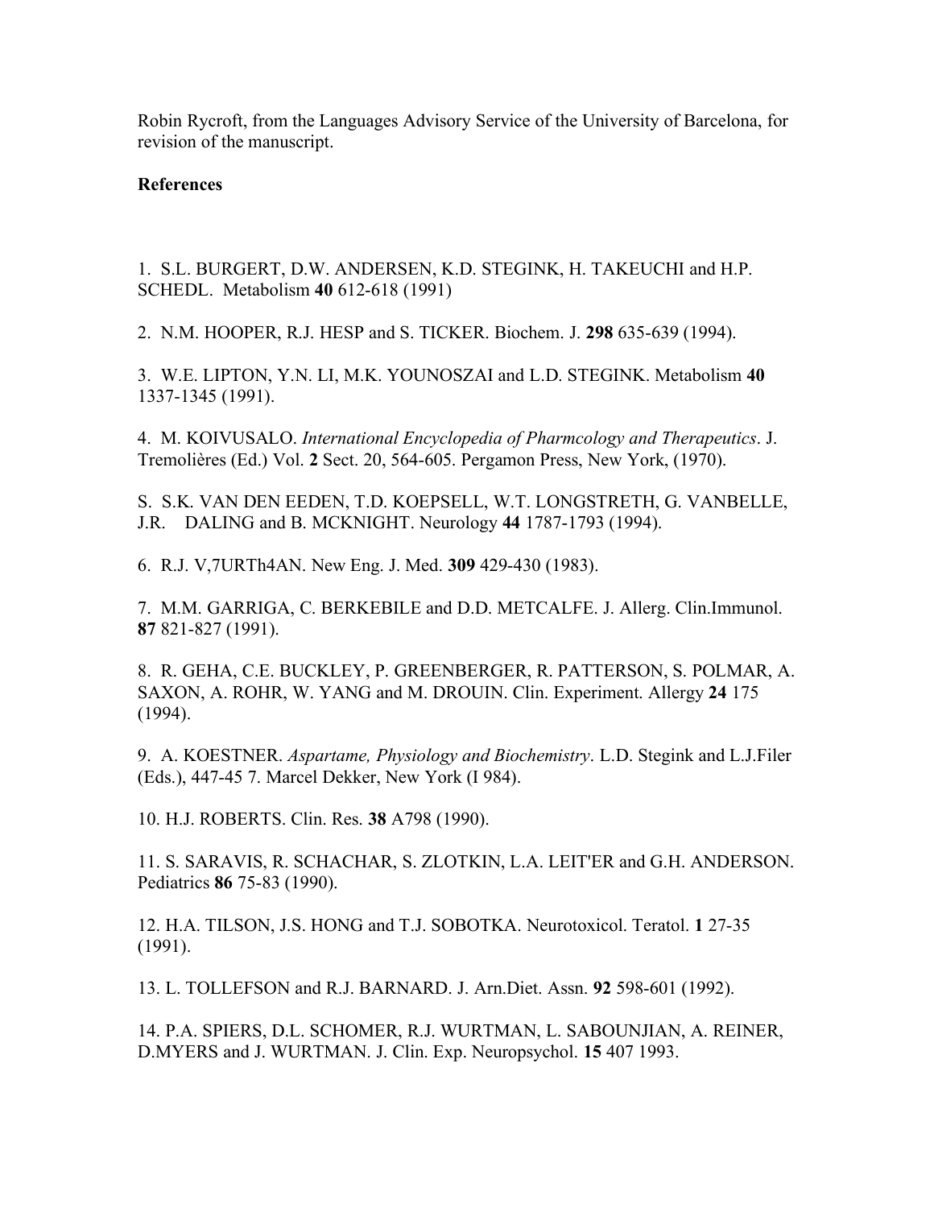Robin Rycroft, from the Languages Advisory Service of the University of Barcelona, for revision of the manuscript.

**References**

1. S.L. BURGERT, D.W. ANDERSEN, K.D. STEGINK, H. TAKEUCHI and H.P. SCHEDL. Metabolism **40** 612-618 (1991)

2. N.M. HOOPER, R.J. HESP and S. TICKER. Biochem. J. **298** 635-639 (1994).

3. W.E. LIPTON, Y.N. LI, M.K. YOUNOSZAI and L.D. STEGINK. Metabolism **40** 1337-1345 (1991).

4. M. KOIVUSALO. *International Encyclopedia of Pharmcology and Therapeutics*. J. Tremolières (Ed.) Vol. **2** Sect. 20, 564-605. Pergamon Press, New York, (1970).

S. S.K. VAN DEN EEDEN, T.D. KOEPSELL, W.T. LONGSTRETH, G. VANBELLE, J.R. DALING and B. MCKNIGHT. Neurology **44** 1787-1793 (1994).

6. R.J. V,7URTh4AN. New Eng. J. Med. **309** 429-430 (1983).

7. M.M. GARRIGA, C. BERKEBILE and D.D. METCALFE. J. Allerg. Clin.Immunol. **87** 821-827 (1991).

8. R. GEHA, C.E. BUCKLEY, P. GREENBERGER, R. PATTERSON, S. POLMAR, A. SAXON, A. ROHR, W. YANG and M. DROUIN. Clin. Experiment. Allergy **24** 175 (1994).

9. A. KOESTNER. *Aspartame, Physiology and Biochemistry*. L.D. Stegink and L.J.Filer (Eds.), 447-45 7. Marcel Dekker, New York (I 984).

10. H.J. ROBERTS. Clin. Res. **38** A798 (1990).

11. S. SARAVIS, R. SCHACHAR, S. ZLOTKIN, L.A. LEIT'ER and G.H. ANDERSON. Pediatrics **86** 75-83 (1990).

12. H.A. TILSON, J.S. HONG and T.J. SOBOTKA. Neurotoxicol. Teratol. **1** 27-35 (1991).

13. L. TOLLEFSON and R.J. BARNARD. J. Arn.Diet. Assn. **92** 598-601 (1992).

14. P.A. SPIERS, D.L. SCHOMER, R.J. WURTMAN, L. SABOUNJIAN, A. REINER, D.MYERS and J. WURTMAN. J. Clin. Exp. Neuropsychol. **15** 407 1993.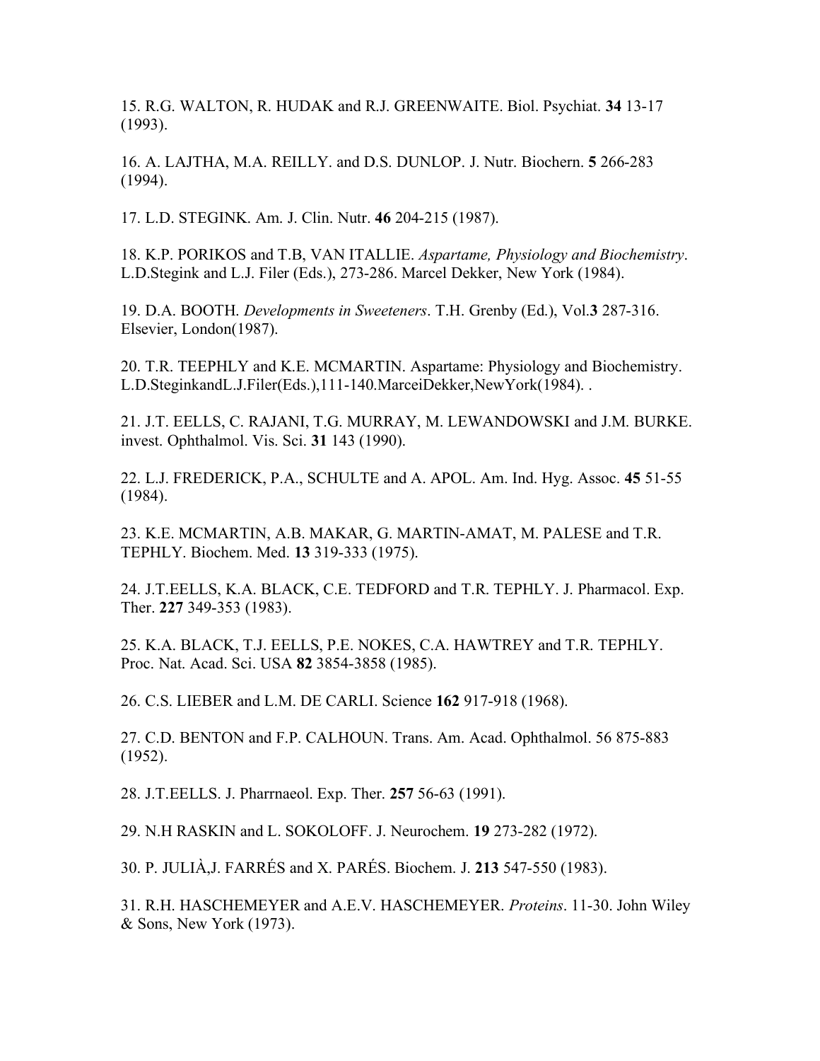15. R.G. WALTON, R. HUDAK and R.J. GREENWAITE. Biol. Psychiat. **34** 13-17 (1993).

16. A. LAJTHA, M.A. REILLY. and D.S. DUNLOP. J. Nutr. Biochern. **5** 266-283 (1994).

17. L.D. STEGINK. Am. J. Clin. Nutr. **46** 204-215 (1987).

18. K.P. PORIKOS and T.B, VAN ITALLIE. *Aspartame, Physiology and Biochemistry*. L.D.Stegink and L.J. Filer (Eds.), 273-286. Marcel Dekker, New York (1984).

19. D.A. BOOTH. *Developments in Sweeteners*. T.H. Grenby (Ed.), Vol.**3** 287-316. Elsevier, London(1987).

20. T.R. TEEPHLY and K.E. MCMARTIN. Aspartame: Physiology and Biochemistry. L.D.SteginkandL.J.Filer(Eds.),111-140.MarceiDekker,NewYork(1984). .

21. J.T. EELLS, C. RAJANI, T.G. MURRAY, M. LEWANDOWSKI and J.M. BURKE. invest. Ophthalmol. Vis. Sci. **31** 143 (1990).

22. L.J. FREDERICK, P.A., SCHULTE and A. APOL. Am. Ind. Hyg. Assoc. **45** 51-55 (1984).

23. K.E. MCMARTIN, A.B. MAKAR, G. MARTIN-AMAT, M. PALESE and T.R. TEPHLY. Biochem. Med. **13** 319-333 (1975).

24. J.T.EELLS, K.A. BLACK, C.E. TEDFORD and T.R. TEPHLY. J. Pharmacol. Exp. Ther. **227** 349-353 (1983).

25. K.A. BLACK, T.J. EELLS, P.E. NOKES, C.A. HAWTREY and T.R. TEPHLY. Proc. Nat. Acad. Sci. USA **82** 3854-3858 (1985).

26. C.S. LIEBER and L.M. DE CARLI. Science **162** 917-918 (1968).

27. C.D. BENTON and F.P. CALHOUN. Trans. Am. Acad. Ophthalmol. 56 875-883 (1952).

28. J.T.EELLS. J. Pharrnaeol. Exp. Ther. **257** 56-63 (1991).

29. N.H RASKIN and L. SOKOLOFF. J. Neurochem. **19** 273-282 (1972).

30. P. JULIÀ,J. FARRÉS and X. PARÉS. Biochem. J. **213** 547-550 (1983).

31. R.H. HASCHEMEYER and A.E.V. HASCHEMEYER. *Proteins*. 11-30. John Wiley & Sons, New York (1973).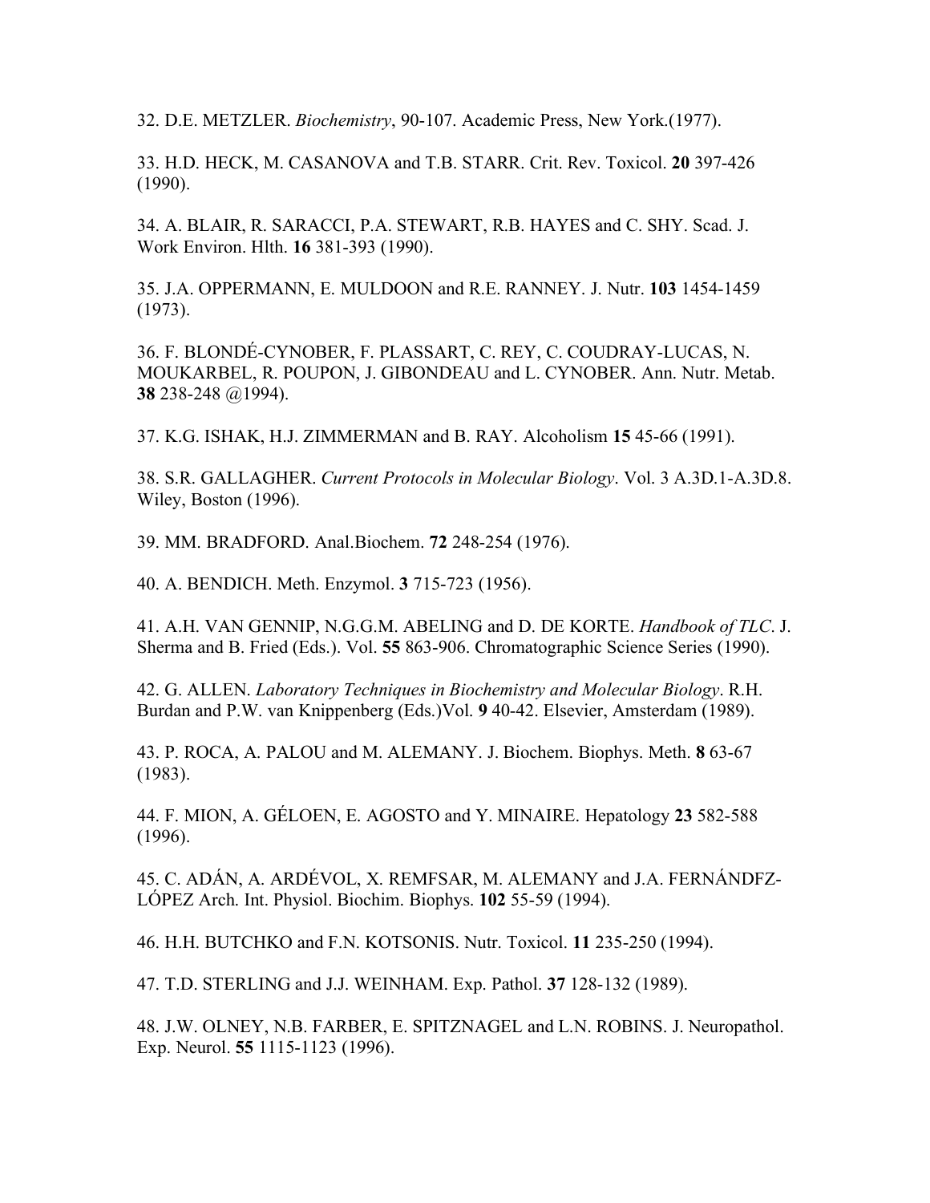32. D.E. METZLER. *Biochemistry*, 90-107. Academic Press, New York.(1977).

33. H.D. HECK, M. CASANOVA and T.B. STARR. Crit. Rev. Toxicol. **20** 397-426 (1990).

34. A. BLAIR, R. SARACCI, P.A. STEWART, R.B. HAYES and C. SHY. Scad. J. Work Environ. Hlth. **16** 381-393 (1990).

35. J.A. OPPERMANN, E. MULDOON and R.E. RANNEY. J. Nutr. **103** 1454-1459 (1973).

36. F. BLONDÉ-CYNOBER, F. PLASSART, C. REY, C. COUDRAY-LUCAS, N. MOUKARBEL, R. POUPON, J. GIBONDEAU and L. CYNOBER. Ann. Nutr. Metab. **38** 238-248 @1994).

37. K.G. ISHAK, H.J. ZIMMERMAN and B. RAY. Alcoholism **15** 45-66 (1991).

38. S.R. GALLAGHER. *Current Protocols in Molecular Biology*. Vol. 3 A.3D.1-A.3D.8. Wiley, Boston (1996).

39. MM. BRADFORD. Anal.Biochem. **72** 248-254 (1976).

40. A. BENDICH. Meth. Enzymol. **3** 715-723 (1956).

41. A.H. VAN GENNIP, N.G.G.M. ABELING and D. DE KORTE. *Handbook of TLC*. J. Sherma and B. Fried (Eds.). Vol. **55** 863-906. Chromatographic Science Series (1990).

42. G. ALLEN. *Laboratory Techniques in Biochemistry and Molecular Biology*. R.H. Burdan and P.W. van Knippenberg (Eds.)Vol. **9** 40-42. Elsevier, Amsterdam (1989).

43. P. ROCA, A. PALOU and M. ALEMANY. J. Biochem. Biophys. Meth. **8** 63-67 (1983).

44. F. MION, A. GÉLOEN, E. AGOSTO and Y. MINAIRE. Hepatology **23** 582-588 (1996).

45. C. ADÁN, A. ARDÉVOL, X. REMFSAR, M. ALEMANY and J.A. FERNÁNDFZ-LÓPEZ Arch. Int. Physiol. Biochim. Biophys. **102** 55-59 (1994).

46. H.H. BUTCHKO and F.N. KOTSONIS. Nutr. Toxicol. **11** 235-250 (1994).

47. T.D. STERLING and J.J. WEINHAM. Exp. Pathol. **37** 128-132 (1989).

48. J.W. OLNEY, N.B. FARBER, E. SPITZNAGEL and L.N. ROBINS. J. Neuropathol. Exp. Neurol. **55** 1115-1123 (1996).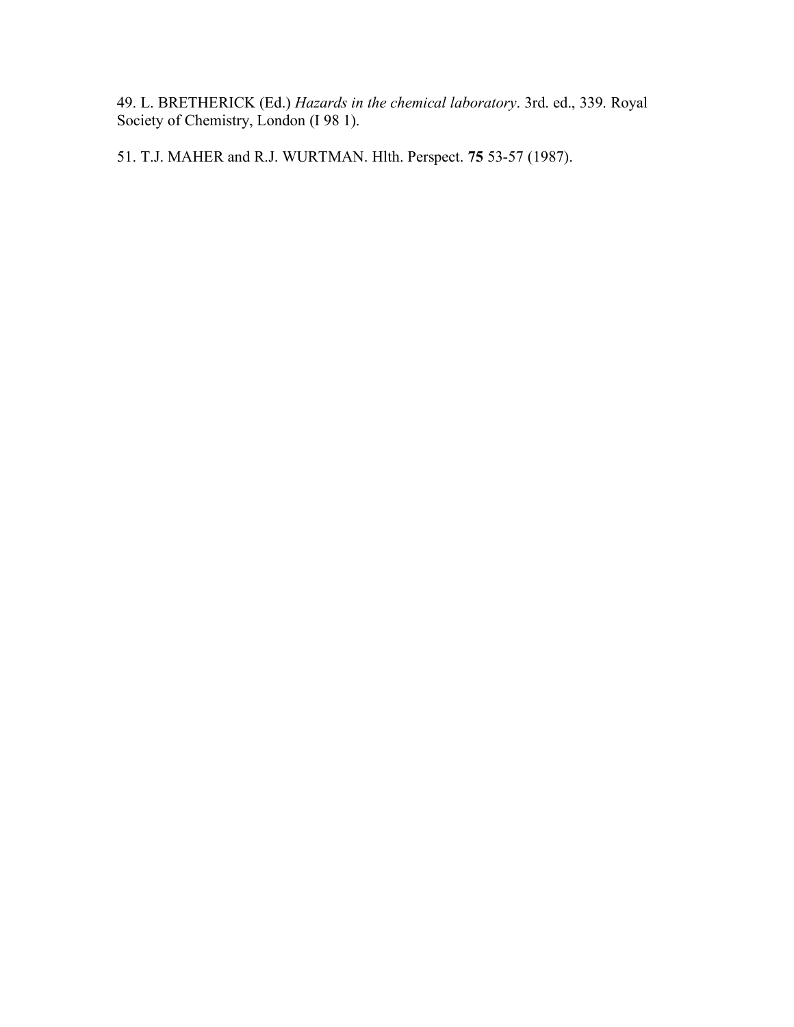49. L. BRETHERICK (Ed.) *Hazards in the chemical laboratory*. 3rd. ed., 339. Royal Society of Chemistry, London (I 98 1).

51. T.J. MAHER and R.J. WURTMAN. Hlth. Perspect. **75** 53-57 (1987).